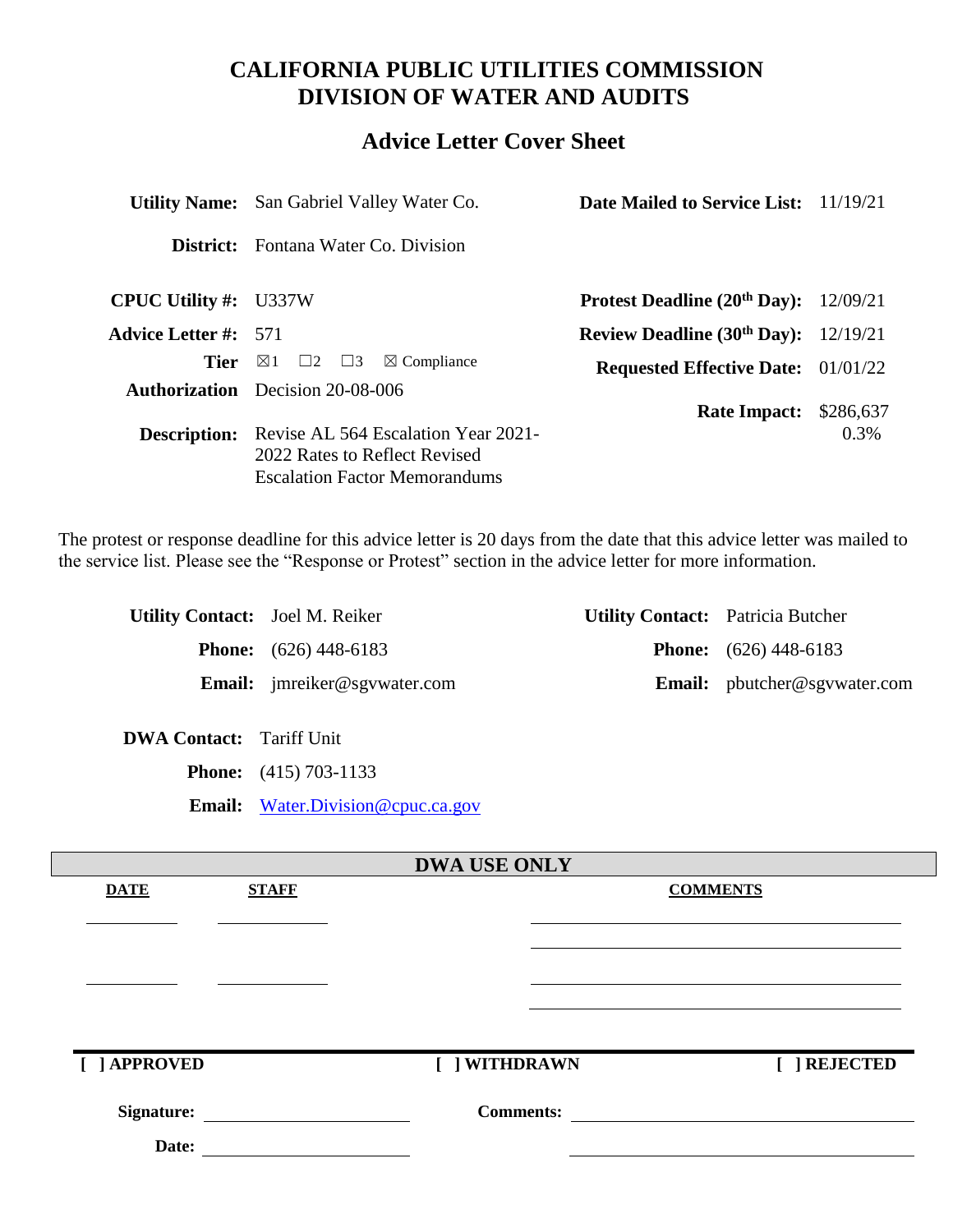# CALIFORNIA PUBLIC UTILITIES COMMISSION
# DIVISION OF WATER AND AUDITS

## Advice Letter Cover Sheet

| | | | |
|---|---|---|---|
| **Utility Name:** | San Gabriel Valley Water Co. | **Date Mailed to Service List:** | 11/19/21 |
| **District:** | Fontana Water Co. Division | | |
| **CPUC Utility #:** | U337W | **Protest Deadline (20th Day):** | 12/09/21 |
| **Advice Letter #:** | 571 | **Review Deadline (30th Day):** | 12/19/21 |
| **Tier** | ☒1 ☐2 ☐3 ☒ Compliance | **Requested Effective Date:** | 01/01/22 |
| **Authorization** | Decision 20-08-006 | **Rate Impact:** | $286,637 0.3% |
| **Description:** | Revise AL 564 Escalation Year 2021-2022 Rates to Reflect Revised Escalation Factor Memorandums | | |

The protest or response deadline for this advice letter is 20 days from the date that this advice letter was mailed to the service list. Please see the "Response or Protest" section in the advice letter for more information.

| | | | |
|---|---|---|---|
| **Utility Contact:** | Joel M. Reiker | **Utility Contact:** | Patricia Butcher |
| **Phone:** | (626) 448-6183 | **Phone:** | (626) 448-6183 |
| **Email:** | jmreiker@sgvwater.com | **Email:** | pbutcher@sgvwater.com |

**DWA Contact:** Tariff Unit

**Phone:** (415) 703-1133

**Email:** Water.Division@cpuc.ca.gov

**DWA USE ONLY**

| **DATE** | **STAFF** | **COMMENTS** |
|---|---|---|
| | | |
| | | |

[ ] APPROVED [ ] WITHDRAWN [ ] REJECTED

**Signature:** ____________________ **Comments:** ____________________

**Date:** ____________________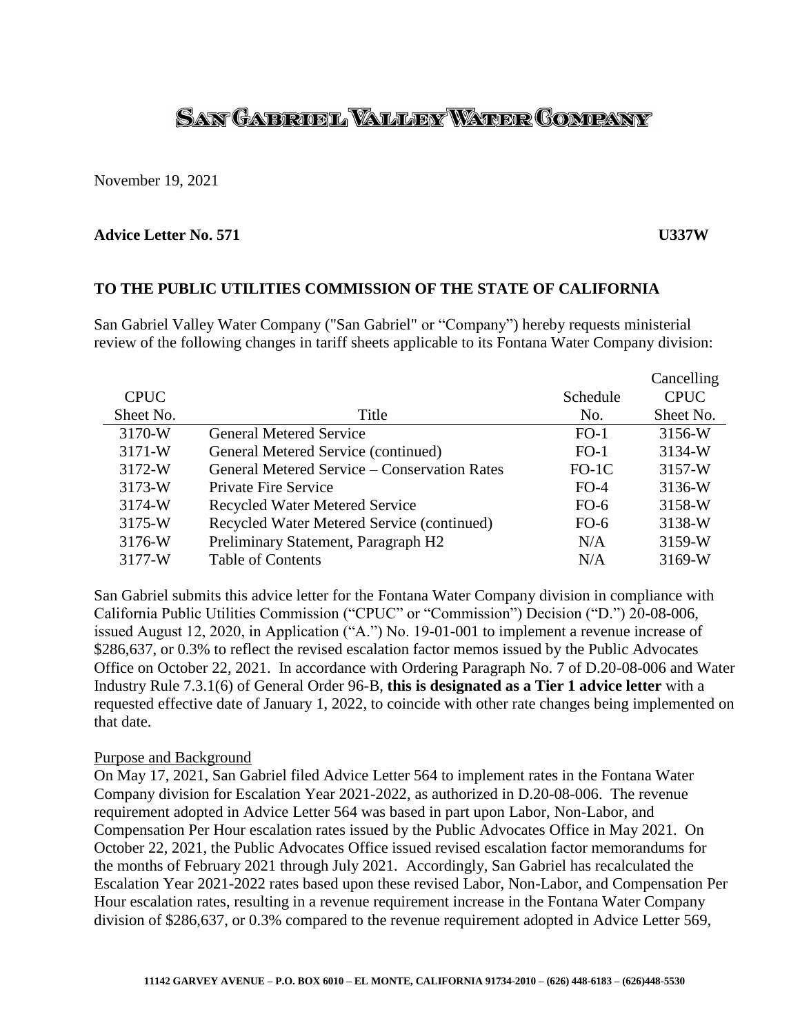# SAN GABRIEL VALLEY WATER COMPANY

November 19, 2021

**Advice Letter No. 571** **U337W**

**TO THE PUBLIC UTILITIES COMMISSION OF THE STATE OF CALIFORNIA**

San Gabriel Valley Water Company ("San Gabriel" or "Company") hereby requests ministerial review of the following changes in tariff sheets applicable to its Fontana Water Company division:

| CPUC Sheet No. | Title | Schedule No. | Cancelling CPUC Sheet No. |
|---|---|---|---|
| 3170-W | General Metered Service | FO-1 | 3156-W |
| 3171-W | General Metered Service (continued) | FO-1 | 3134-W |
| 3172-W | General Metered Service – Conservation Rates | FO-1C | 3157-W |
| 3173-W | Private Fire Service | FO-4 | 3136-W |
| 3174-W | Recycled Water Metered Service | FO-6 | 3158-W |
| 3175-W | Recycled Water Metered Service (continued) | FO-6 | 3138-W |
| 3176-W | Preliminary Statement, Paragraph H2 | N/A | 3159-W |
| 3177-W | Table of Contents | N/A | 3169-W |

San Gabriel submits this advice letter for the Fontana Water Company division in compliance with California Public Utilities Commission ("CPUC" or "Commission") Decision ("D.") 20-08-006, issued August 12, 2020, in Application ("A.") No. 19-01-001 to implement a revenue increase of \$286,637, or 0.3% to reflect the revised escalation factor memos issued by the Public Advocates Office on October 22, 2021. In accordance with Ordering Paragraph No. 7 of D.20-08-006 and Water Industry Rule 7.3.1(6) of General Order 96-B, **this is designated as a Tier 1 advice letter** with a requested effective date of January 1, 2022, to coincide with other rate changes being implemented on that date.

Purpose and Background

On May 17, 2021, San Gabriel filed Advice Letter 564 to implement rates in the Fontana Water Company division for Escalation Year 2021-2022, as authorized in D.20-08-006. The revenue requirement adopted in Advice Letter 564 was based in part upon Labor, Non-Labor, and Compensation Per Hour escalation rates issued by the Public Advocates Office in May 2021. On October 22, 2021, the Public Advocates Office issued revised escalation factor memorandums for the months of February 2021 through July 2021. Accordingly, San Gabriel has recalculated the Escalation Year 2021-2022 rates based upon these revised Labor, Non-Labor, and Compensation Per Hour escalation rates, resulting in a revenue requirement increase in the Fontana Water Company division of \$286,637, or 0.3% compared to the revenue requirement adopted in Advice Letter 569,

11142 GARVEY AVENUE – P.O. BOX 6010 – EL MONTE, CALIFORNIA 91734-2010 – (626) 448-6183 – (626)448-5530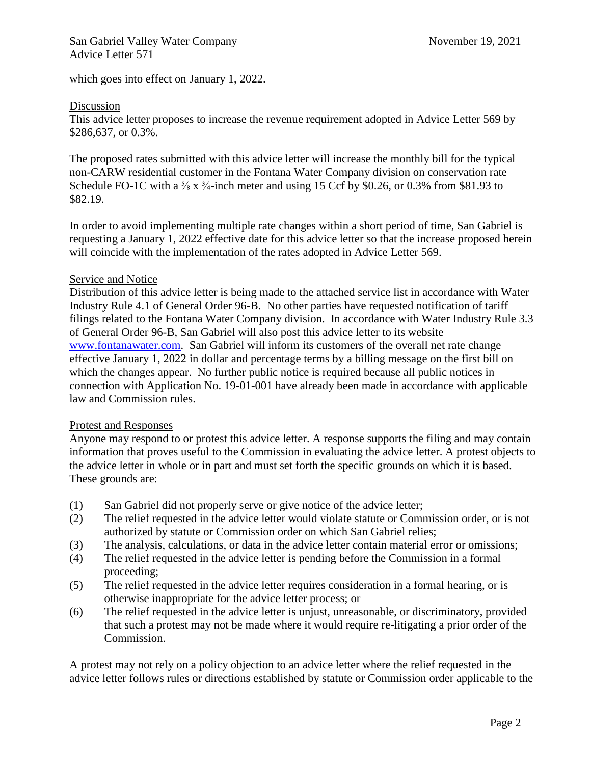which goes into effect on January 1, 2022.

Discussion

This advice letter proposes to increase the revenue requirement adopted in Advice Letter 569 by $286,637, or 0.3%.

The proposed rates submitted with this advice letter will increase the monthly bill for the typical non-CARW residential customer in the Fontana Water Company division on conservation rate Schedule FO-1C with a ⅝ x ¾-inch meter and using 15 Ccf by $0.26, or 0.3% from $81.93 to $82.19.

In order to avoid implementing multiple rate changes within a short period of time, San Gabriel is requesting a January 1, 2022 effective date for this advice letter so that the increase proposed herein will coincide with the implementation of the rates adopted in Advice Letter 569.

Service and Notice

Distribution of this advice letter is being made to the attached service list in accordance with Water Industry Rule 4.1 of General Order 96-B. No other parties have requested notification of tariff filings related to the Fontana Water Company division. In accordance with Water Industry Rule 3.3 of General Order 96-B, San Gabriel will also post this advice letter to its website [www.fontanawater.com](www.fontanawater.com). San Gabriel will inform its customers of the overall net rate change effective January 1, 2022 in dollar and percentage terms by a billing message on the first bill on which the changes appear. No further public notice is required because all public notices in connection with Application No. 19-01-001 have already been made in accordance with applicable law and Commission rules.

Protest and Responses

Anyone may respond to or protest this advice letter. A response supports the filing and may contain information that proves useful to the Commission in evaluating the advice letter. A protest objects to the advice letter in whole or in part and must set forth the specific grounds on which it is based. These grounds are:

(1) San Gabriel did not properly serve or give notice of the advice letter;
(2) The relief requested in the advice letter would violate statute or Commission order, or is not authorized by statute or Commission order on which San Gabriel relies;
(3) The analysis, calculations, or data in the advice letter contain material error or omissions;
(4) The relief requested in the advice letter is pending before the Commission in a formal proceeding;
(5) The relief requested in the advice letter requires consideration in a formal hearing, or is otherwise inappropriate for the advice letter process; or
(6) The relief requested in the advice letter is unjust, unreasonable, or discriminatory, provided that such a protest may not be made where it would require re-litigating a prior order of the Commission.

A protest may not rely on a policy objection to an advice letter where the relief requested in the advice letter follows rules or directions established by statute or Commission order applicable to the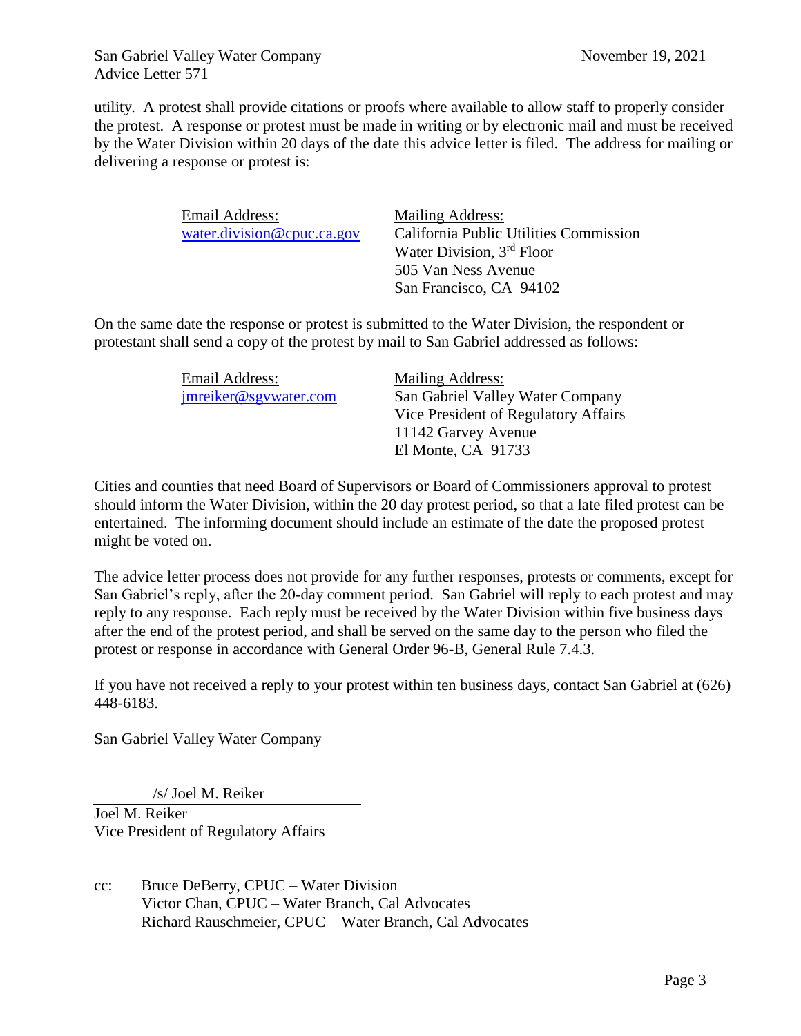utility. A protest shall provide citations or proofs where available to allow staff to properly consider the protest. A response or protest must be made in writing or by electronic mail and must be received by the Water Division within 20 days of the date this advice letter is filed. The address for mailing or delivering a response or protest is:

| Email Address: | Mailing Address: |
|---|---|
| water.division@cpuc.ca.gov | California Public Utilities Commission<br>Water Division, 3rd Floor<br>505 Van Ness Avenue<br>San Francisco, CA 94102 |

On the same date the response or protest is submitted to the Water Division, the respondent or protestant shall send a copy of the protest by mail to San Gabriel addressed as follows:

| Email Address: | Mailing Address: |
|---|---|
| jmreiker@sgvwater.com | San Gabriel Valley Water Company<br>Vice President of Regulatory Affairs<br>11142 Garvey Avenue<br>El Monte, CA 91733 |

Cities and counties that need Board of Supervisors or Board of Commissioners approval to protest should inform the Water Division, within the 20 day protest period, so that a late filed protest can be entertained. The informing document should include an estimate of the date the proposed protest might be voted on.

The advice letter process does not provide for any further responses, protests or comments, except for San Gabriel's reply, after the 20-day comment period. San Gabriel will reply to each protest and may reply to any response. Each reply must be received by the Water Division within five business days after the end of the protest period, and shall be served on the same day to the person who filed the protest or response in accordance with General Order 96-B, General Rule 7.4.3.

If you have not received a reply to your protest within ten business days, contact San Gabriel at (626) 448-6183.

San Gabriel Valley Water Company

/s/ Joel M. Reiker

Joel M. Reiker
Vice President of Regulatory Affairs

cc: Bruce DeBerry, CPUC – Water Division
Victor Chan, CPUC – Water Branch, Cal Advocates
Richard Rauschmeier, CPUC – Water Branch, Cal Advocates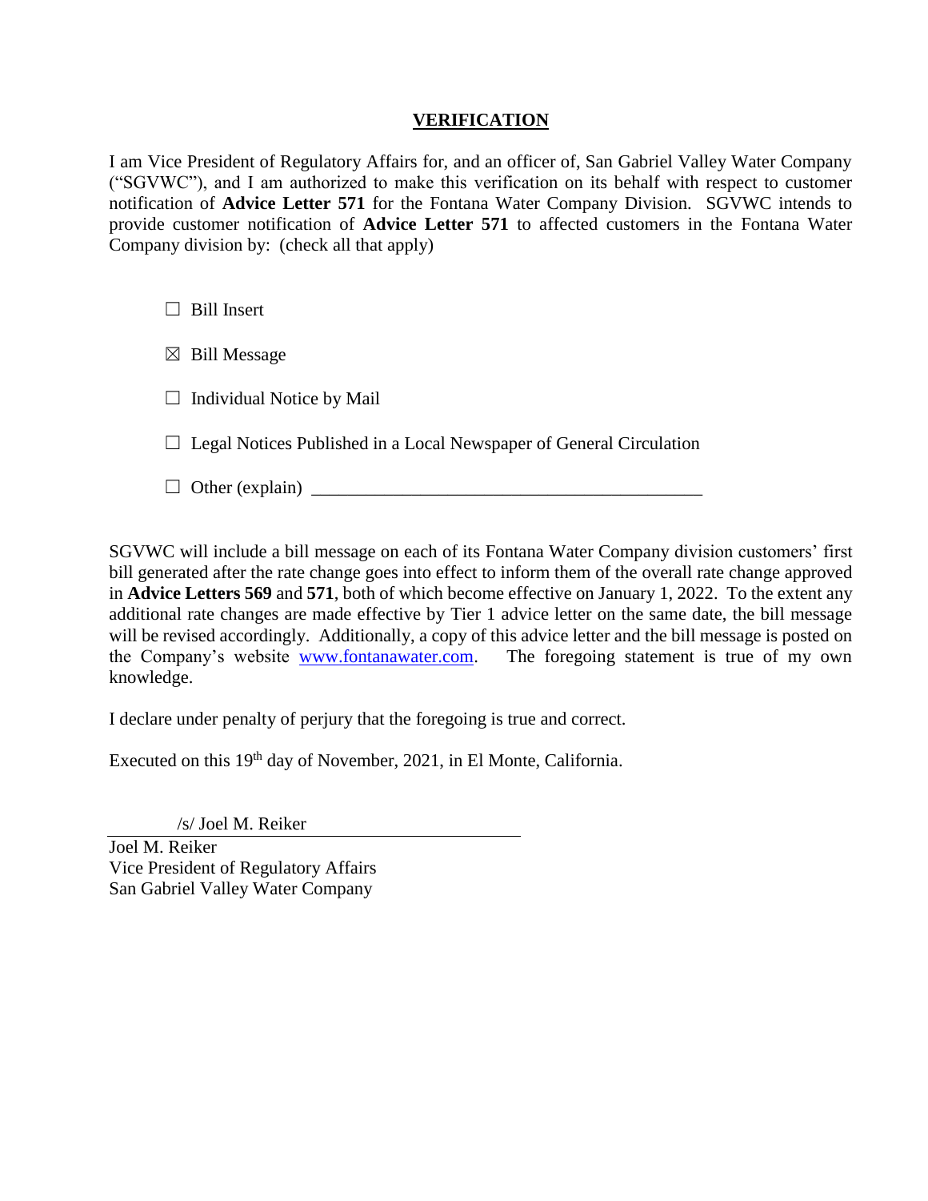## VERIFICATION

I am Vice President of Regulatory Affairs for, and an officer of, San Gabriel Valley Water Company ("SGVWC"), and I am authorized to make this verification on its behalf with respect to customer notification of **Advice Letter 571** for the Fontana Water Company Division. SGVWC intends to provide customer notification of **Advice Letter 571** to affected customers in the Fontana Water Company division by: (check all that apply)

☐ Bill Insert

☒ Bill Message

☐ Individual Notice by Mail

☐ Legal Notices Published in a Local Newspaper of General Circulation

☐ Other (explain) ____________________________________________

SGVWC will include a bill message on each of its Fontana Water Company division customers' first bill generated after the rate change goes into effect to inform them of the overall rate change approved in **Advice Letters 569** and **571**, both of which become effective on January 1, 2022. To the extent any additional rate changes are made effective by Tier 1 advice letter on the same date, the bill message will be revised accordingly. Additionally, a copy of this advice letter and the bill message is posted on the Company's website www.fontanawater.com. The foregoing statement is true of my own knowledge.

I declare under penalty of perjury that the foregoing is true and correct.

Executed on this 19th day of November, 2021, in El Monte, California.

/s/ Joel M. Reiker

Joel M. Reiker
Vice President of Regulatory Affairs
San Gabriel Valley Water Company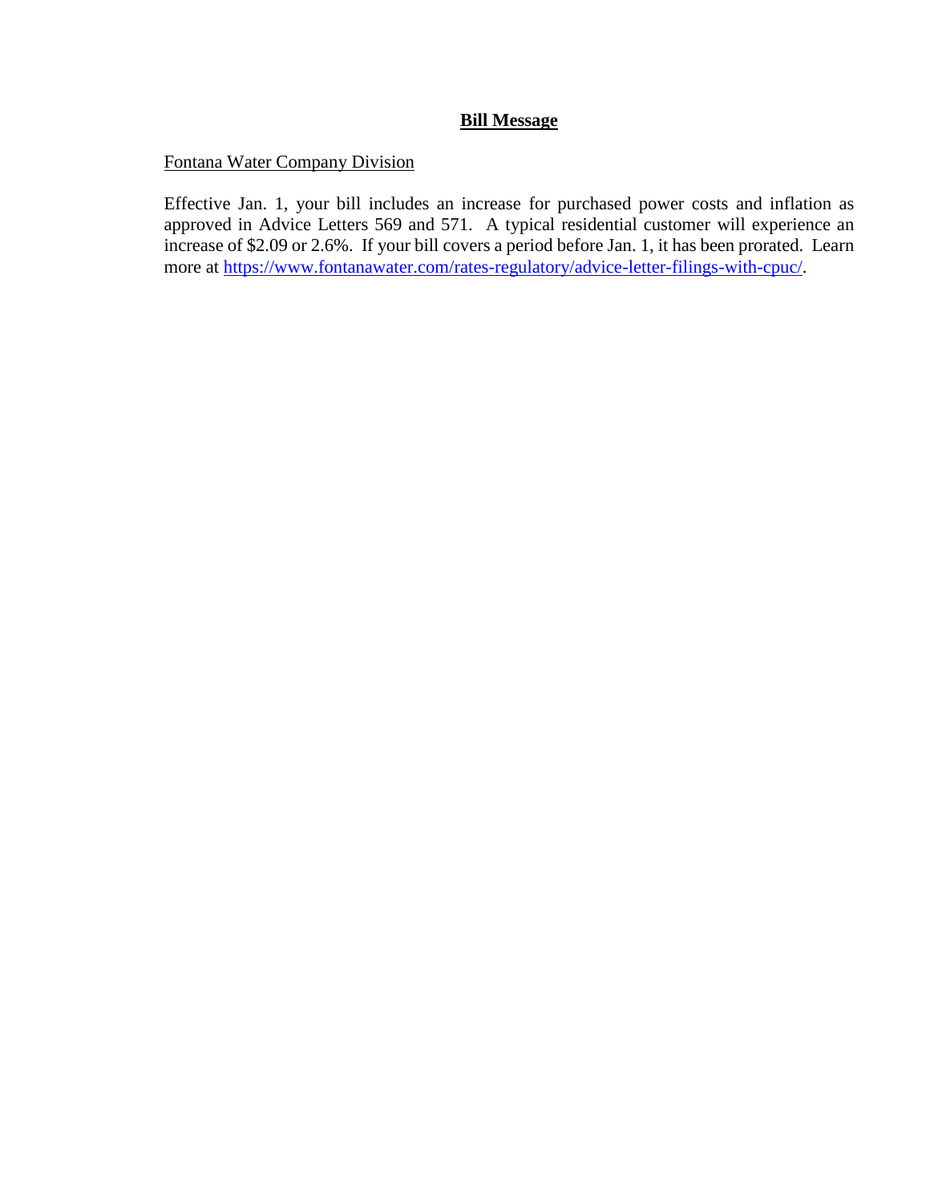**Bill Message**

Fontana Water Company Division

Effective Jan. 1, your bill includes an increase for purchased power costs and inflation as approved in Advice Letters 569 and 571. A typical residential customer will experience an increase of $2.09 or 2.6%. If your bill covers a period before Jan. 1, it has been prorated. Learn more at https://www.fontanawater.com/rates-regulatory/advice-letter-filings-with-cpuc/.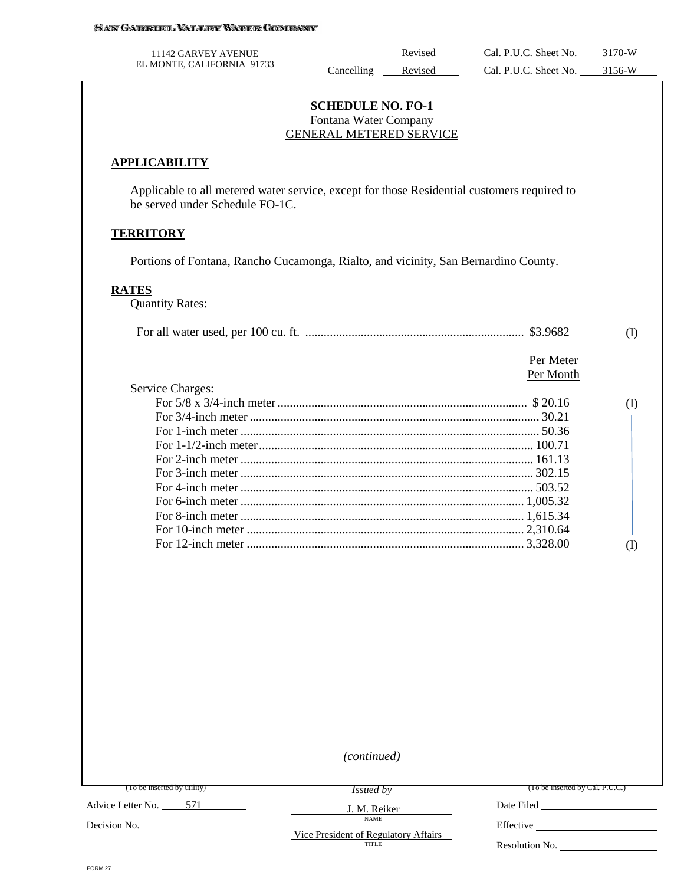SAN GABRIEL VALLEY WATER COMPANY

11142 GARVEY AVENUE
EL MONTE, CALIFORNIA 91733

| | | |
|---|---|---|
| Revised | Cal. P.U.C. Sheet No. | 3170-W |
| Cancelling Revised | Cal. P.U.C. Sheet No. | 3156-W |

**SCHEDULE NO. FO-1**
Fontana Water Company
GENERAL METERED SERVICE

## APPLICABILITY

Applicable to all metered water service, except for those Residential customers required to be served under Schedule FO-1C.

## TERRITORY

Portions of Fontana, Rancho Cucamonga, Rialto, and vicinity, San Bernardino County.

## RATES

Quantity Rates:

| | | |
|---|---|---|
| For all water used, per 100 cu. ft. | $3.9682 | (I) |

Service Charges:

| | Per Meter Per Month | |
|---|---|---|
| For 5/8 x 3/4-inch meter | $ 20.16 | (I) |
| For 3/4-inch meter | 30.21 | |
| For 1-inch meter | 50.36 | |
| For 1-1/2-inch meter | 100.71 | |
| For 2-inch meter | 161.13 | |
| For 3-inch meter | 302.15 | |
| For 4-inch meter | 503.52 | |
| For 6-inch meter | 1,005.32 | |
| For 8-inch meter | 1,615.34 | |
| For 10-inch meter | 2,310.64 | |
| For 12-inch meter | 3,328.00 | (I) |

*(continued)*

| (To be inserted by utility) | Issued by | (To be inserted by Cal. P.U.C.) |
|---|---|---|
| Advice Letter No. 571 | J. M. Reiker (NAME) | Date Filed |
| Decision No. | Vice President of Regulatory Affairs (TITLE) | Effective |
| | | Resolution No. |

FORM 27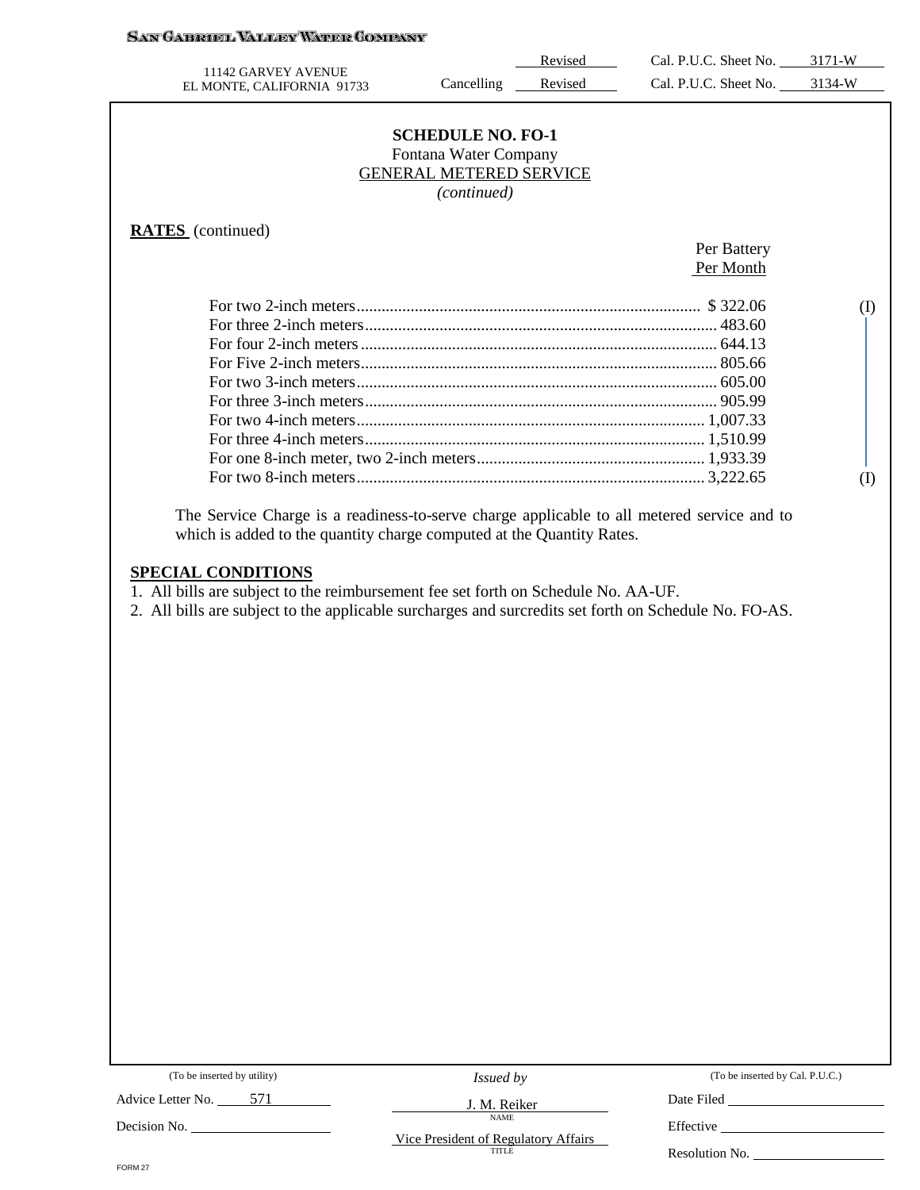SAN GABRIEL VALLEY WATER COMPANY

11142 GARVEY AVENUE
EL MONTE, CALIFORNIA 91733

Revised Cal. P.U.C. Sheet No. 3171-W
Cancelling Revised Cal. P.U.C. Sheet No. 3134-W

## SCHEDULE NO. FO-1

Fontana Water Company

GENERAL METERED SERVICE

*(continued)*

**RATES** (continued)

| | Per Battery Per Month | |
|---|---|---|
| For two 2-inch meters | $ 322.06 | (I) |
| For three 2-inch meters | 483.60 | |
| For four 2-inch meters | 644.13 | |
| For Five 2-inch meters | 805.66 | |
| For two 3-inch meters | 605.00 | |
| For three 3-inch meters | 905.99 | |
| For two 4-inch meters | 1,007.33 | |
| For three 4-inch meters | 1,510.99 | |
| For one 8-inch meter, two 2-inch meters | 1,933.39 | |
| For two 8-inch meters | 3,222.65 | (I) |

The Service Charge is a readiness-to-serve charge applicable to all metered service and to which is added to the quantity charge computed at the Quantity Rates.

**SPECIAL CONDITIONS**

1. All bills are subject to the reimbursement fee set forth on Schedule No. AA-UF.
2. All bills are subject to the applicable surcharges and surcredits set forth on Schedule No. FO-AS.

(To be inserted by utility)
Advice Letter No. 571
Decision No.

*Issued by*
J. M. Reiker
NAME
Vice President of Regulatory Affairs
TITLE

(To be inserted by Cal. P.U.C.)
Date Filed
Effective
Resolution No.

FORM 27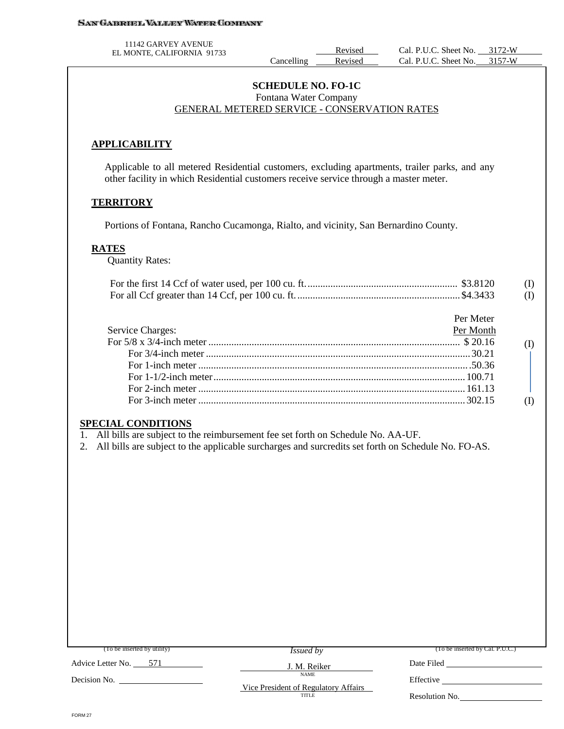SAN GABRIEL VALLEY WATER COMPANY

11142 GARVEY AVENUE
EL MONTE, CALIFORNIA 91733

Revised Cal. P.U.C. Sheet No. 3172-W
Cancelling Revised Cal. P.U.C. Sheet No. 3157-W

## SCHEDULE NO. FO-1C

Fontana Water Company

GENERAL METERED SERVICE - CONSERVATION RATES

### APPLICABILITY

Applicable to all metered Residential customers, excluding apartments, trailer parks, and any other facility in which Residential customers receive service through a master meter.

### TERRITORY

Portions of Fontana, Rancho Cucamonga, Rialto, and vicinity, San Bernardino County.

### RATES

Quantity Rates:

| | | |
|---|---|---|
| For the first 14 Ccf of water used, per 100 cu. ft. | $3.8120 | (I) |
| For all Ccf greater than 14 Ccf, per 100 cu. ft. | $4.3433 | (I) |

| Service Charges: | Per Meter Per Month | |
|---|---|---|
| For 5/8 x 3/4-inch meter | $ 20.16 | (I) |
| For 3/4-inch meter | 30.21 | |
| For 1-inch meter | 50.36 | |
| For 1-1/2-inch meter | 100.71 | |
| For 2-inch meter | 161.13 | |
| For 3-inch meter | 302.15 | (I) |

### SPECIAL CONDITIONS

1. All bills are subject to the reimbursement fee set forth on Schedule No. AA-UF.
2. All bills are subject to the applicable surcharges and surcredits set forth on Schedule No. FO-AS.

(To be inserted by utility)

Advice Letter No. 571

Decision No.

*Issued by*

J. M. Reiker
NAME

Vice President of Regulatory Affairs
TITLE

(To be inserted by Cal. P.U.C.)

Date Filed

Effective

Resolution No.

FORM 27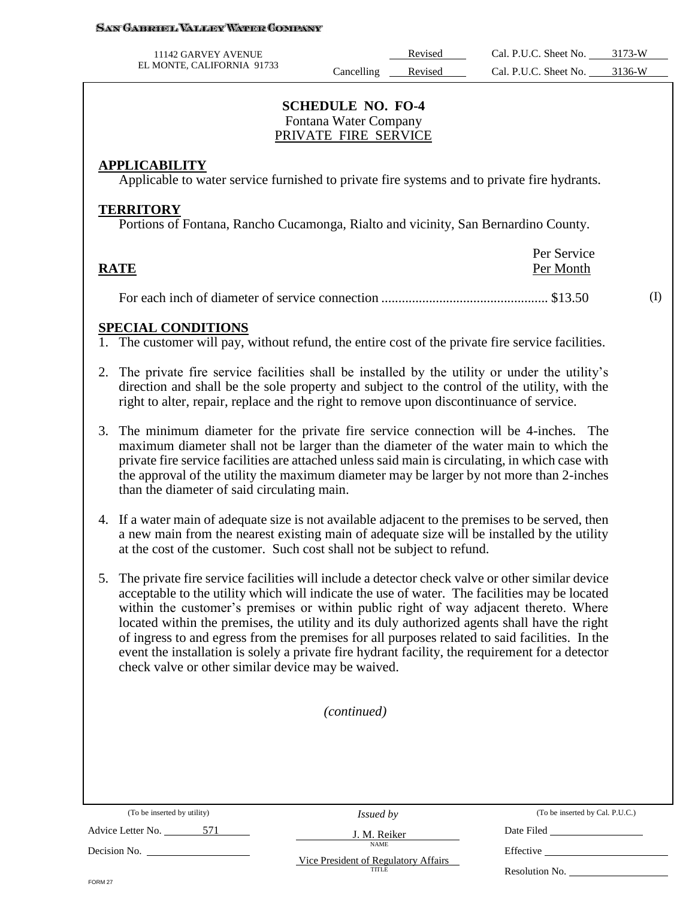SAN GABRIEL VALLEY WATER COMPANY

11142 GARVEY AVENUE
EL MONTE, CALIFORNIA 91733

| | Revised | Cal. P.U.C. Sheet No. | 3173-W |
|---|---|---|---|
| Cancelling | Revised | Cal. P.U.C. Sheet No. | 3136-W |

## SCHEDULE NO. FO-4

Fontana Water Company

PRIVATE FIRE SERVICE

### APPLICABILITY

Applicable to water service furnished to private fire systems and to private fire hydrants.

### TERRITORY

Portions of Fontana, Rancho Cucamonga, Rialto and vicinity, San Bernardino County.

### RATE

| | Per Service Per Month | |
|---|---|---|
| For each inch of diameter of service connection ................................................ | $13.50 | (I) |

### SPECIAL CONDITIONS

1. The customer will pay, without refund, the entire cost of the private fire service facilities.

2. The private fire service facilities shall be installed by the utility or under the utility's direction and shall be the sole property and subject to the control of the utility, with the right to alter, repair, replace and the right to remove upon discontinuance of service.

3. The minimum diameter for the private fire service connection will be 4-inches. The maximum diameter shall not be larger than the diameter of the water main to which the private fire service facilities are attached unless said main is circulating, in which case with the approval of the utility the maximum diameter may be larger by not more than 2-inches than the diameter of said circulating main.

4. If a water main of adequate size is not available adjacent to the premises to be served, then a new main from the nearest existing main of adequate size will be installed by the utility at the cost of the customer. Such cost shall not be subject to refund.

5. The private fire service facilities will include a detector check valve or other similar device acceptable to the utility which will indicate the use of water. The facilities may be located within the customer's premises or within public right of way adjacent thereto. Where located within the premises, the utility and its duly authorized agents shall have the right of ingress to and egress from the premises for all purposes related to said facilities. In the event the installation is solely a private fire hydrant facility, the requirement for a detector check valve or other similar device may be waived.

*(continued)*

| (To be inserted by utility) | *Issued by* | (To be inserted by Cal. P.U.C.) |
|---|---|---|
| Advice Letter No. 571 | J. M. Reiker (NAME) | Date Filed |
| Decision No. | Vice President of Regulatory Affairs (TITLE) | Effective |
| | | Resolution No. |

FORM 27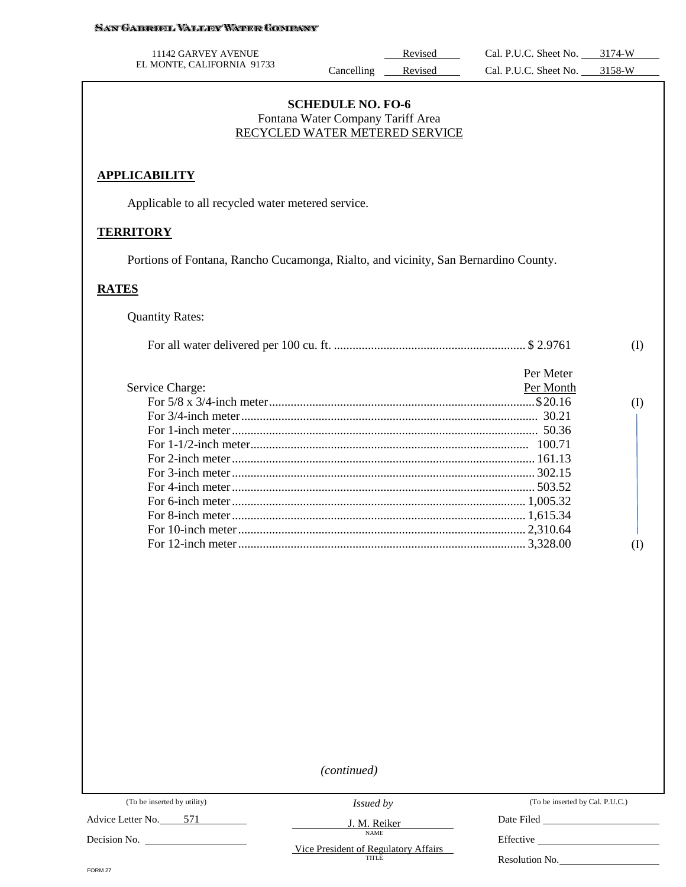SAN GABRIEL VALLEY WATER COMPANY

11142 GARVEY AVENUE
EL MONTE, CALIFORNIA 91733

| | Revised | Cal. P.U.C. Sheet No. 3174-W |
|---|---|---|
| Cancelling | Revised | Cal. P.U.C. Sheet No. 3158-W |

## SCHEDULE NO. FO-6
Fontana Water Company Tariff Area
RECYCLED WATER METERED SERVICE

### APPLICABILITY

Applicable to all recycled water metered service.

### TERRITORY

Portions of Fontana, Rancho Cucamonga, Rialto, and vicinity, San Bernardino County.

### RATES

Quantity Rates:

For all water delivered per 100 cu. ft. .............................................................. $ 2.9761 (I)

| Service Charge: | Per Meter Per Month | |
|---|---|---|
| For 5/8 x 3/4-inch meter | $20.16 | (I) |
| For 3/4-inch meter | 30.21 | |
| For 1-inch meter | 50.36 | |
| For 1-1/2-inch meter | 100.71 | |
| For 2-inch meter | 161.13 | |
| For 3-inch meter | 302.15 | |
| For 4-inch meter | 503.52 | |
| For 6-inch meter | 1,005.32 | |
| For 8-inch meter | 1,615.34 | |
| For 10-inch meter | 2,310.64 | |
| For 12-inch meter | 3,328.00 | (I) |

*(continued)*

| (To be inserted by utility) | Issued by | (To be inserted by Cal. P.U.C.) |
|---|---|---|
| Advice Letter No. 571 | J. M. Reiker (NAME) | Date Filed |
| Decision No. | Vice President of Regulatory Affairs (TITLE) | Effective |
| | | Resolution No. |

FORM 27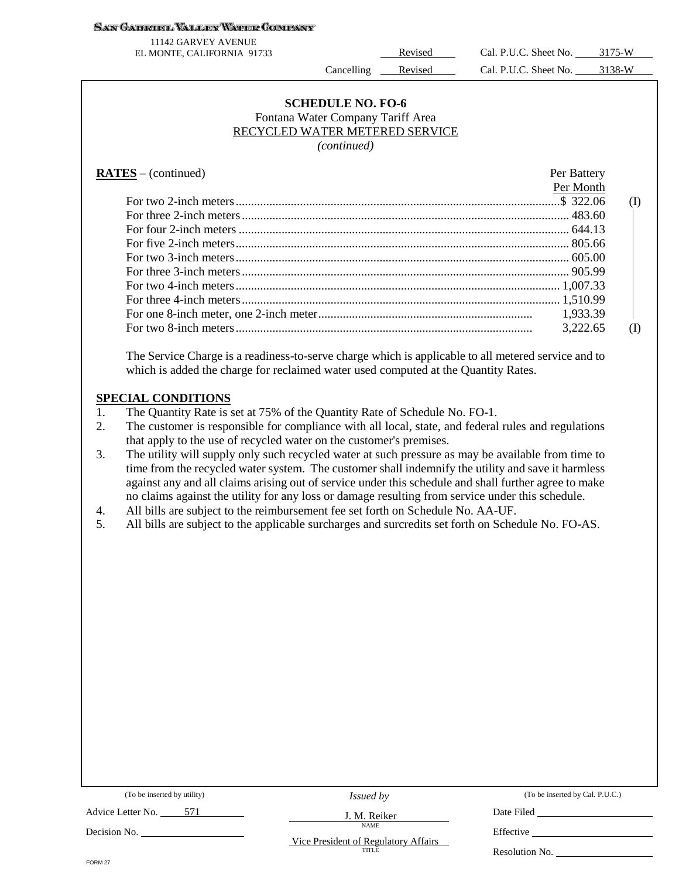SAN GABRIEL VALLEY WATER COMPANY

11142 GARVEY AVENUE
EL MONTE, CALIFORNIA 91733

Revised Cal. P.U.C. Sheet No. 3175-W
Cancelling Revised Cal. P.U.C. Sheet No. 3138-W

## SCHEDULE NO. FO-6

Fontana Water Company Tariff Area

RECYCLED WATER METERED SERVICE

*(continued)*

**RATES** – (continued)

| | Per Battery Per Month | |
|---|---|---|
| For two 2-inch meters | $ 322.06 | (I) |
| For three 2-inch meters | 483.60 | |
| For four 2-inch meters | 644.13 | |
| For five 2-inch meters | 805.66 | |
| For two 3-inch meters | 605.00 | |
| For three 3-inch meters | 905.99 | |
| For two 4-inch meters | 1,007.33 | |
| For three 4-inch meters | 1,510.99 | |
| For one 8-inch meter, one 2-inch meter | 1,933.39 | |
| For two 8-inch meters | 3,222.65 | (I) |

The Service Charge is a readiness-to-serve charge which is applicable to all metered service and to which is added the charge for reclaimed water used computed at the Quantity Rates.

**SPECIAL CONDITIONS**

1. The Quantity Rate is set at 75% of the Quantity Rate of Schedule No. FO-1.
2. The customer is responsible for compliance with all local, state, and federal rules and regulations that apply to the use of recycled water on the customer's premises.
3. The utility will supply only such recycled water at such pressure as may be available from time to time from the recycled water system. The customer shall indemnify the utility and save it harmless against any and all claims arising out of service under this schedule and shall further agree to make no claims against the utility for any loss or damage resulting from service under this schedule.
4. All bills are subject to the reimbursement fee set forth on Schedule No. AA-UF.
5. All bills are subject to the applicable surcharges and surcredits set forth on Schedule No. FO-AS.

(To be inserted by utility)
Advice Letter No. 571
Decision No.

*Issued by*
J. M. Reiker
NAME
Vice President of Regulatory Affairs
TITLE

(To be inserted by Cal. P.U.C.)
Date Filed
Effective
Resolution No.

FORM 27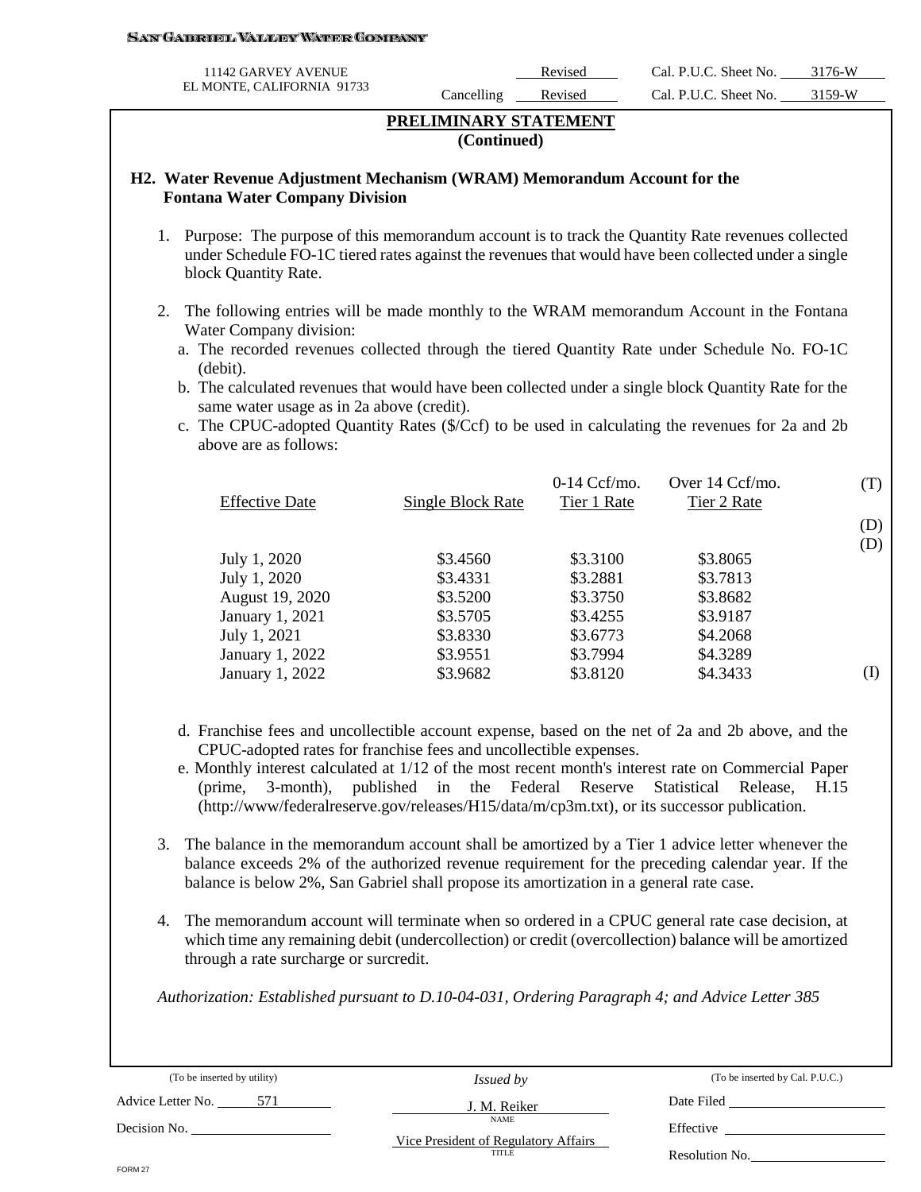SAN GABRIEL VALLEY WATER COMPANY

11142 GARVEY AVENUE
EL MONTE, CALIFORNIA 91733

Revised Cal. P.U.C. Sheet No. 3176-W
Cancelling Revised Cal. P.U.C. Sheet No. 3159-W

## PRELIMINARY STATEMENT
**(Continued)**

### H2. Water Revenue Adjustment Mechanism (WRAM) Memorandum Account for the Fontana Water Company Division

1. Purpose: The purpose of this memorandum account is to track the Quantity Rate revenues collected under Schedule FO-1C tiered rates against the revenues that would have been collected under a single block Quantity Rate.

2. The following entries will be made monthly to the WRAM memorandum Account in the Fontana Water Company division:
   a. The recorded revenues collected through the tiered Quantity Rate under Schedule No. FO-1C (debit).
   b. The calculated revenues that would have been collected under a single block Quantity Rate for the same water usage as in 2a above (credit).
   c. The CPUC-adopted Quantity Rates ($/Ccf) to be used in calculating the revenues for 2a and 2b above are as follows:

| Effective Date | Single Block Rate | 0-14 Ccf/mo. Tier 1 Rate | Over 14 Ccf/mo. Tier 2 Rate | |
|---|---|---|---|---|
| | | | | (T) |
| | | | | (D) |
| | | | | (D) |
| July 1, 2020 | $3.4560 | $3.3100 | $3.8065 | |
| July 1, 2020 | $3.4331 | $3.2881 | $3.7813 | |
| August 19, 2020 | $3.5200 | $3.3750 | $3.8682 | |
| January 1, 2021 | $3.5705 | $3.4255 | $3.9187 | |
| July 1, 2021 | $3.8330 | $3.6773 | $4.2068 | |
| January 1, 2022 | $3.9551 | $3.7994 | $4.3289 | |
| January 1, 2022 | $3.9682 | $3.8120 | $4.3433 | (I) |

   d. Franchise fees and uncollectible account expense, based on the net of 2a and 2b above, and the CPUC-adopted rates for franchise fees and uncollectible expenses.
   e. Monthly interest calculated at 1/12 of the most recent month's interest rate on Commercial Paper (prime, 3-month), published in the Federal Reserve Statistical Release, H.15 (http://www/federalreserve.gov/releases/H15/data/m/cp3m.txt), or its successor publication.

3. The balance in the memorandum account shall be amortized by a Tier 1 advice letter whenever the balance exceeds 2% of the authorized revenue requirement for the preceding calendar year. If the balance is below 2%, San Gabriel shall propose its amortization in a general rate case.

4. The memorandum account will terminate when so ordered in a CPUC general rate case decision, at which time any remaining debit (undercollection) or credit (overcollection) balance will be amortized through a rate surcharge or surcredit.

*Authorization: Established pursuant to D.10-04-031, Ordering Paragraph 4; and Advice Letter 385*

| (To be inserted by utility) | *Issued by* | (To be inserted by Cal. P.U.C.) |
|---|---|---|
| Advice Letter No. 571 | J. M. Reiker (NAME) | Date Filed |
| Decision No. | Vice President of Regulatory Affairs (TITLE) | Effective |
| | | Resolution No. |

FORM 27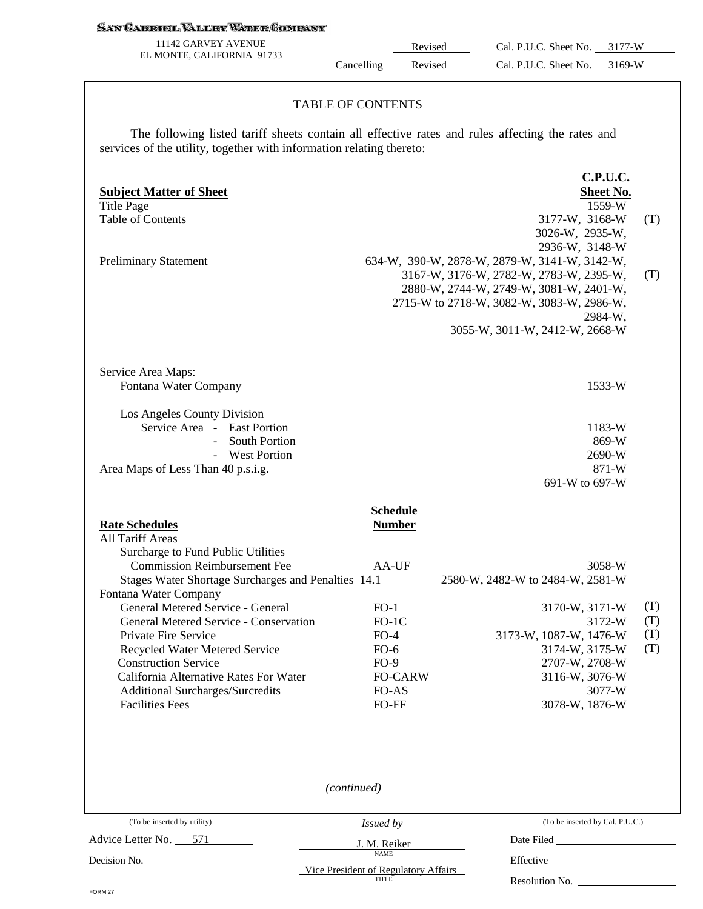SAN GABRIEL VALLEY WATER COMPANY

11142 GARVEY AVENUE
EL MONTE, CALIFORNIA 91733

Revised Cal. P.U.C. Sheet No. 3177-W
Cancelling Revised Cal. P.U.C. Sheet No. 3169-W

## TABLE OF CONTENTS

The following listed tariff sheets contain all effective rates and rules affecting the rates and services of the utility, together with information relating thereto:

| **Subject Matter of Sheet** | | **C.P.U.C. Sheet No.** | |
|---|---|---|---|
| Title Page | | 1559-W | |
| Table of Contents | | 3177-W, 3168-W 3026-W, 2935-W, 2936-W, 3148-W | (T) |
| Preliminary Statement | | 634-W, 390-W, 2878-W, 2879-W, 3141-W, 3142-W, 3167-W, 3176-W, 2782-W, 2783-W, 2395-W, 2880-W, 2744-W, 2749-W, 3081-W, 2401-W, 2715-W to 2718-W, 3082-W, 3083-W, 2986-W, 2984-W, 3055-W, 3011-W, 2412-W, 2668-W | (T) |
| Service Area Maps: | | | |
| Fontana Water Company | | 1533-W | |
| Los Angeles County Division | | | |
| Service Area - East Portion | | 1183-W | |
| - South Portion | | 869-W | |
| - West Portion | | 2690-W | |
| Area Maps of Less Than 40 p.s.i.g. | | 871-W 691-W to 697-W | |
| **Rate Schedules** | **Schedule Number** | | |
| All Tariff Areas | | | |
| Surcharge to Fund Public Utilities Commission Reimbursement Fee | AA-UF | 3058-W | |
| Stages Water Shortage Surcharges and Penalties | 14.1 | 2580-W, 2482-W to 2484-W, 2581-W | |
| Fontana Water Company | | | |
| General Metered Service - General | FO-1 | 3170-W, 3171-W | (T) |
| General Metered Service - Conservation | FO-1C | 3172-W | (T) |
| Private Fire Service | FO-4 | 3173-W, 1087-W, 1476-W | (T) |
| Recycled Water Metered Service | FO-6 | 3174-W, 3175-W | (T) |
| Construction Service | FO-9 | 2707-W, 2708-W | |
| California Alternative Rates For Water | FO-CARW | 3116-W, 3076-W | |
| Additional Surcharges/Surcredits | FO-AS | 3077-W | |
| Facilities Fees | FO-FF | 3078-W, 1876-W | |

*(continued)*

| (To be inserted by utility) | Issued by | (To be inserted by Cal. P.U.C.) |
|---|---|---|
| Advice Letter No. 571 | J. M. Reiker (NAME) | Date Filed |
| Decision No. | Vice President of Regulatory Affairs (TITLE) | Effective |
| | | Resolution No. |

FORM 27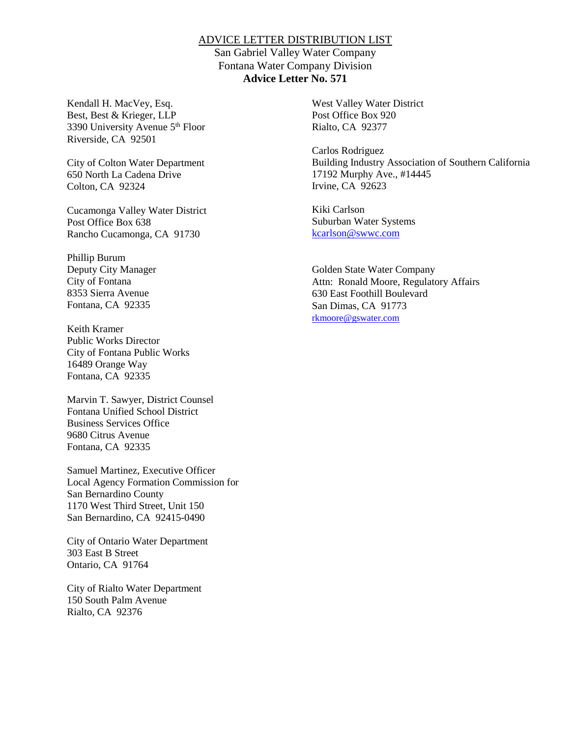<u>ADVICE LETTER DISTRIBUTION LIST</u>
San Gabriel Valley Water Company
Fontana Water Company Division
**Advice Letter No. 571**

Kendall H. MacVey, Esq.
Best, Best & Krieger, LLP
3390 University Avenue 5th Floor
Riverside, CA 92501

City of Colton Water Department
650 North La Cadena Drive
Colton, CA 92324

Cucamonga Valley Water District
Post Office Box 638
Rancho Cucamonga, CA 91730

Phillip Burum
Deputy City Manager
City of Fontana
8353 Sierra Avenue
Fontana, CA 92335

Keith Kramer
Public Works Director
City of Fontana Public Works
16489 Orange Way
Fontana, CA 92335

Marvin T. Sawyer, District Counsel
Fontana Unified School District
Business Services Office
9680 Citrus Avenue
Fontana, CA 92335

Samuel Martinez, Executive Officer
Local Agency Formation Commission for
San Bernardino County
1170 West Third Street, Unit 150
San Bernardino, CA 92415-0490

City of Ontario Water Department
303 East B Street
Ontario, CA 91764

City of Rialto Water Department
150 South Palm Avenue
Rialto, CA 92376

West Valley Water District
Post Office Box 920
Rialto, CA 92377

Carlos Rodriguez
Building Industry Association of Southern California
17192 Murphy Ave., #14445
Irvine, CA 92623

Kiki Carlson
Suburban Water Systems
kcarlson@swwc.com

Golden State Water Company
Attn: Ronald Moore, Regulatory Affairs
630 East Foothill Boulevard
San Dimas, CA 91773
rkmoore@gswater.com